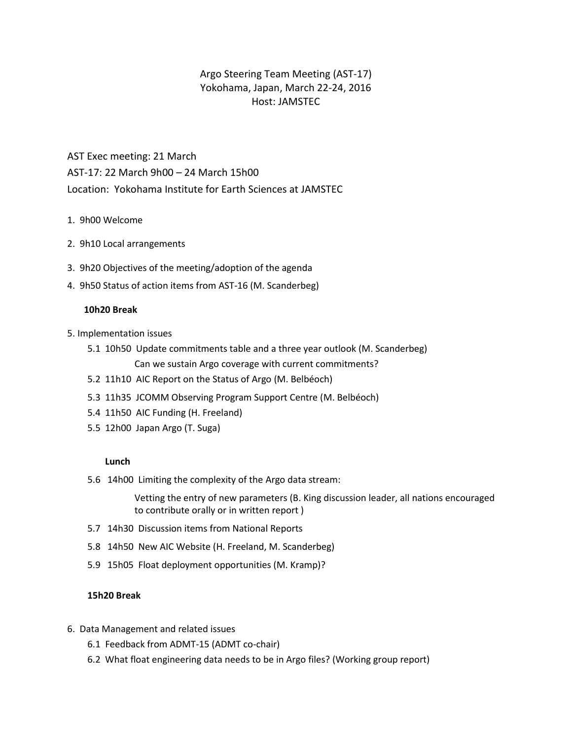# Argo Steering Team Meeting (AST-17)
## Yokohama, Japan, March 22-24, 2016
## Host: JAMSTEC

AST Exec meeting: 21 March

AST-17: 22 March 9h00 – 24 March 15h00

Location: Yokohama Institute for Earth Sciences at JAMSTEC

1. 9h00 Welcome
2. 9h10 Local arrangements
3. 9h20 Objectives of the meeting/adoption of the agenda
4. 9h50 Status of action items from AST-16 (M. Scanderberg)

**10h20 Break**

5. Implementation issues
   - 5.1 10h50 Update commitments table and a three year outlook (M. Scanderberg)
     Can we sustain Argo coverage with current commitments?
   - 5.2 11h10 AIC Report on the Status of Argo (M. Belbéoch)
   - 5.3 11h35 JCOMM Observing Program Support Centre (M. Belbéoch)
   - 5.4 11h50 AIC Funding (H. Freeland)
   - 5.5 12h00 Japan Argo (T. Suga)

   **Lunch**

   - 5.6 14h00 Limiting the complexity of the Argo data stream:
     Vetting the entry of new parameters (B. King discussion leader, all nations encouraged to contribute orally or in written report )
   - 5.7 14h30 Discussion items from National Reports
   - 5.8 14h50 New AIC Website (H. Freeland, M. Scanderberg)
   - 5.9 15h05 Float deployment opportunities (M. Kramp)?

**15h20 Break**

6. Data Management and related issues
   - 6.1 Feedback from ADMT-15 (ADMT co-chair)
   - 6.2 What float engineering data needs to be in Argo files? (Working group report)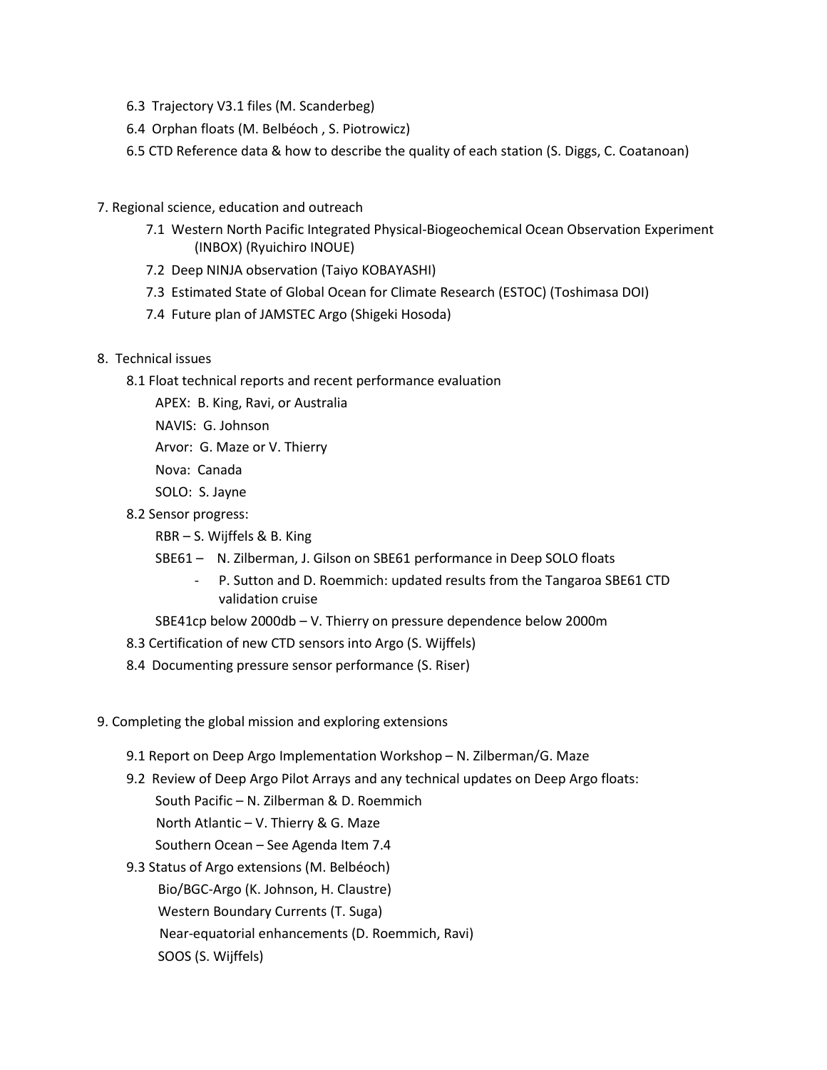6.3 Trajectory V3.1 files (M. Scanderberg)

6.4 Orphan floats (M. Belbéoch , S. Piotrowicz)

6.5 CTD Reference data & how to describe the quality of each station (S. Diggs, C. Coatanoan)

7. Regional science, education and outreach

   7.1 Western North Pacific Integrated Physical-Biogeochemical Ocean Observation Experiment (INBOX) (Ryuichiro INOUE)

   7.2 Deep NINJA observation (Taiyo KOBAYASHI)

   7.3 Estimated State of Global Ocean for Climate Research (ESTOC) (Toshimasa DOI)

   7.4 Future plan of JAMSTEC Argo (Shigeki Hosoda)

8. Technical issues

   8.1 Float technical reports and recent performance evaluation

      APEX: B. King, Ravi, or Australia

      NAVIS: G. Johnson

      Arvor: G. Maze or V. Thierry

      Nova: Canada

      SOLO: S. Jayne

   8.2 Sensor progress:

      RBR – S. Wijffels & B. King

      SBE61 – N. Zilberman, J. Gilson on SBE61 performance in Deep SOLO floats

      - P. Sutton and D. Roemmich: updated results from the Tangaroa SBE61 CTD validation cruise

      SBE41cp below 2000db – V. Thierry on pressure dependence below 2000m

   8.3 Certification of new CTD sensors into Argo (S. Wijffels)

   8.4 Documenting pressure sensor performance (S. Riser)

9. Completing the global mission and exploring extensions

   9.1 Report on Deep Argo Implementation Workshop – N. Zilberman/G. Maze

   9.2 Review of Deep Argo Pilot Arrays and any technical updates on Deep Argo floats:

      South Pacific – N. Zilberman & D. Roemmich

      North Atlantic – V. Thierry & G. Maze

      Southern Ocean – See Agenda Item 7.4

   9.3 Status of Argo extensions (M. Belbéoch)

      Bio/BGC-Argo (K. Johnson, H. Claustre)

      Western Boundary Currents (T. Suga)

      Near-equatorial enhancements (D. Roemmich, Ravi)

      SOOS (S. Wijffels)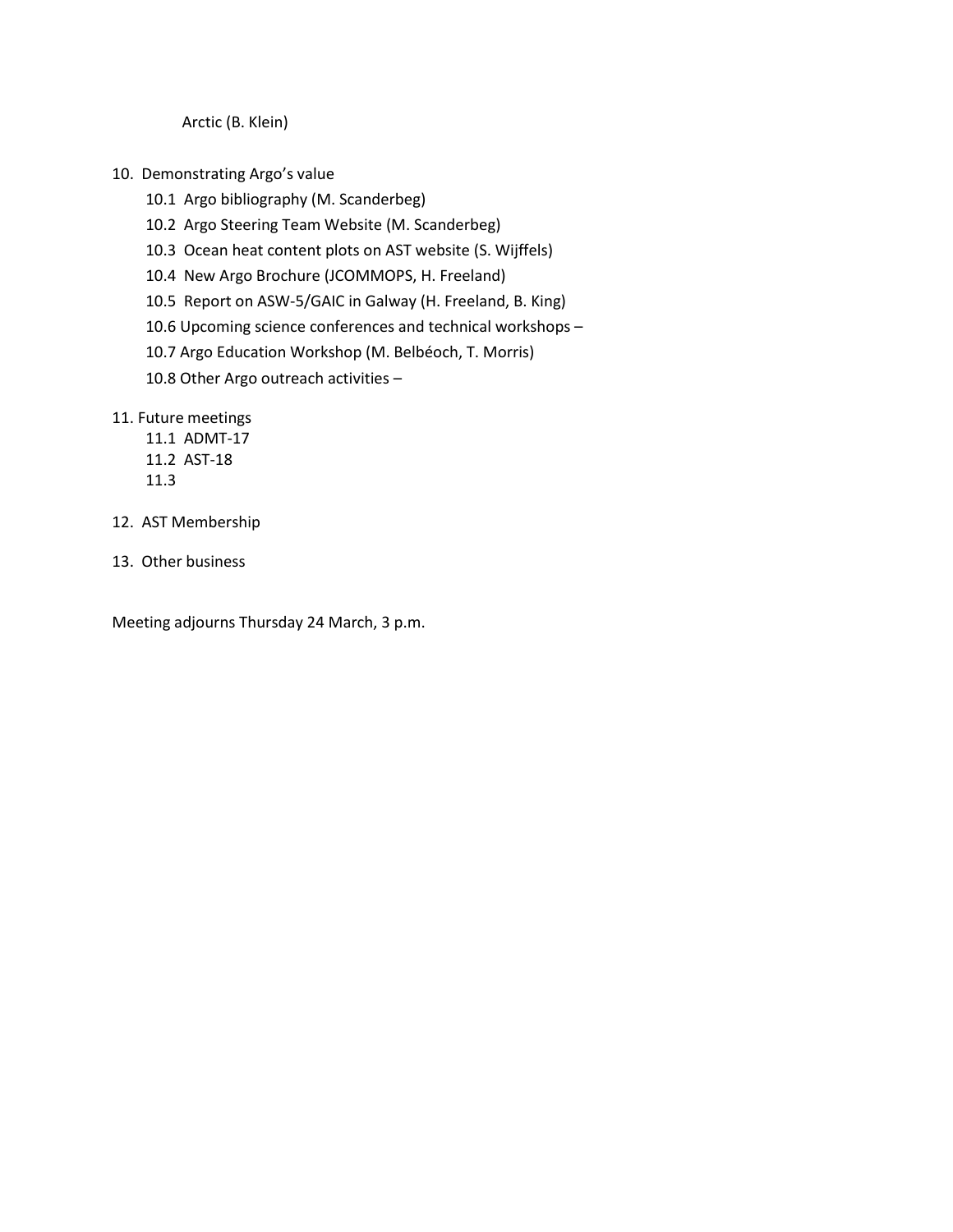Arctic (B. Klein)

10. Demonstrating Argo's value
    - 10.1 Argo bibliography (M. Scanderbeg)
    - 10.2 Argo Steering Team Website (M. Scanderbeg)
    - 10.3 Ocean heat content plots on AST website (S. Wijffels)
    - 10.4 New Argo Brochure (JCOMMOPS, H. Freeland)
    - 10.5 Report on ASW-5/GAIC in Galway (H. Freeland, B. King)
    - 10.6 Upcoming science conferences and technical workshops –
    - 10.7 Argo Education Workshop (M. Belbéoch, T. Morris)
    - 10.8 Other Argo outreach activities –

11. Future meetings
    - 11.1 ADMT-17
    - 11.2 AST-18
    - 11.3

12. AST Membership

13. Other business

Meeting adjourns Thursday 24 March, 3 p.m.